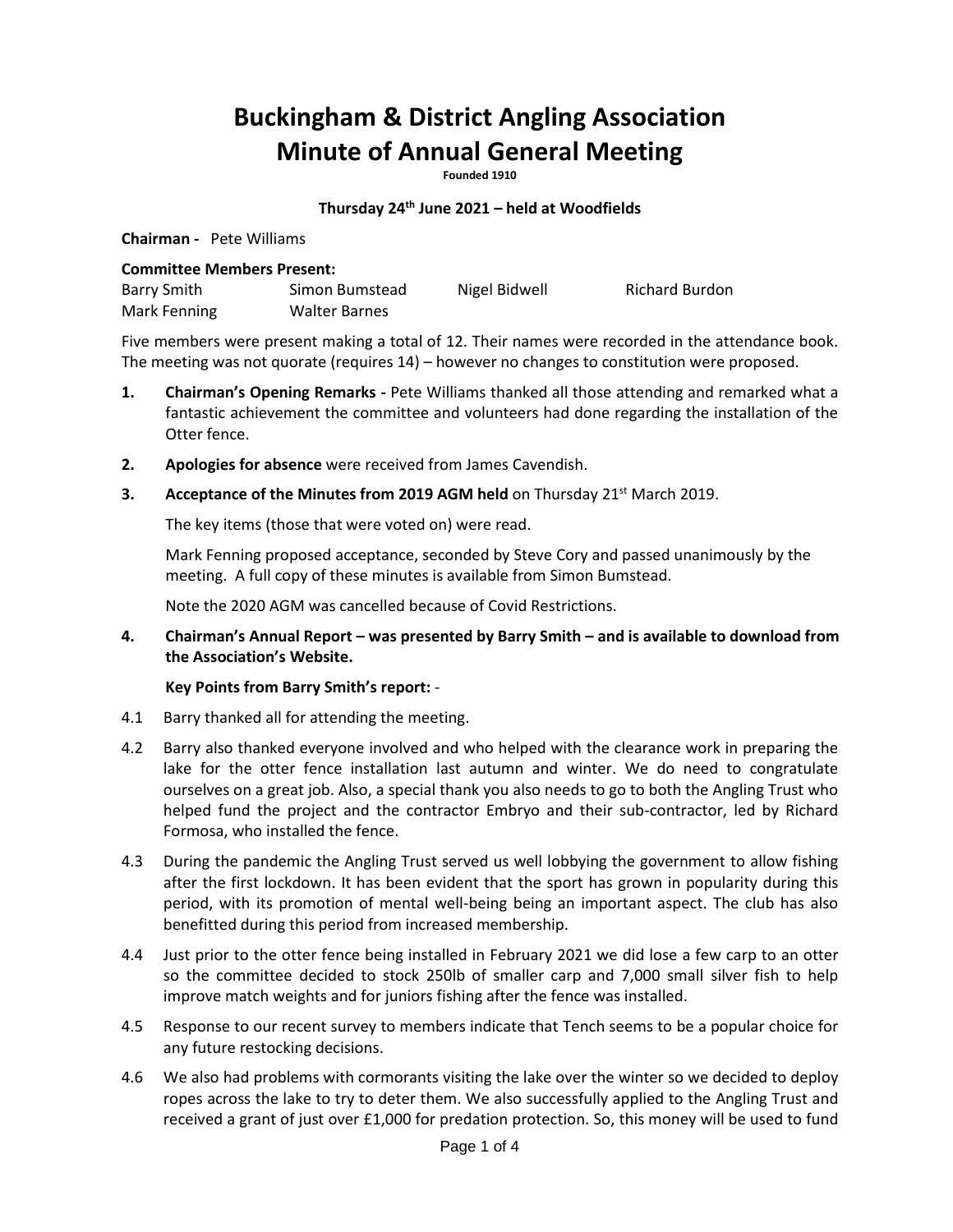# Buckingham & District Angling Association
# Minute of Annual General Meeting

**Founded 1910**

**Thursday 24th June 2021 – held at Woodfields**

**Chairman -** Pete Williams

**Committee Members Present:**

| | | | |
|---|---|---|---|
| Barry Smith | Simon Bumstead | Nigel Bidwell | Richard Burdon |
| Mark Fenning | Walter Barnes | | |

Five members were present making a total of 12. Their names were recorded in the attendance book. The meeting was not quorate (requires 14) – however no changes to constitution were proposed.

1. **Chairman's Opening Remarks -** Pete Williams thanked all those attending and remarked what a fantastic achievement the committee and volunteers had done regarding the installation of the Otter fence.

2. **Apologies for absence** were received from James Cavendish.

3. **Acceptance of the Minutes from 2019 AGM held** on Thursday 21st March 2019.

   The key items (those that were voted on) were read.

   Mark Fenning proposed acceptance, seconded by Steve Cory and passed unanimously by the meeting. A full copy of these minutes is available from Simon Bumstead.

   Note the 2020 AGM was cancelled because of Covid Restrictions.

4. **Chairman's Annual Report – was presented by Barry Smith – and is available to download from the Association's Website.**

   **Key Points from Barry Smith's report:** -

4.1 Barry thanked all for attending the meeting.

4.2 Barry also thanked everyone involved and who helped with the clearance work in preparing the lake for the otter fence installation last autumn and winter. We do need to congratulate ourselves on a great job. Also, a special thank you also needs to go to both the Angling Trust who helped fund the project and the contractor Embryo and their sub-contractor, led by Richard Formosa, who installed the fence.

4.3 During the pandemic the Angling Trust served us well lobbying the government to allow fishing after the first lockdown. It has been evident that the sport has grown in popularity during this period, with its promotion of mental well-being being an important aspect. The club has also benefitted during this period from increased membership.

4.4 Just prior to the otter fence being installed in February 2021 we did lose a few carp to an otter so the committee decided to stock 250lb of smaller carp and 7,000 small silver fish to help improve match weights and for juniors fishing after the fence was installed.

4.5 Response to our recent survey to members indicate that Tench seems to be a popular choice for any future restocking decisions.

4.6 We also had problems with cormorants visiting the lake over the winter so we decided to deploy ropes across the lake to try to deter them. We also successfully applied to the Angling Trust and received a grant of just over £1,000 for predation protection. So, this money will be used to fund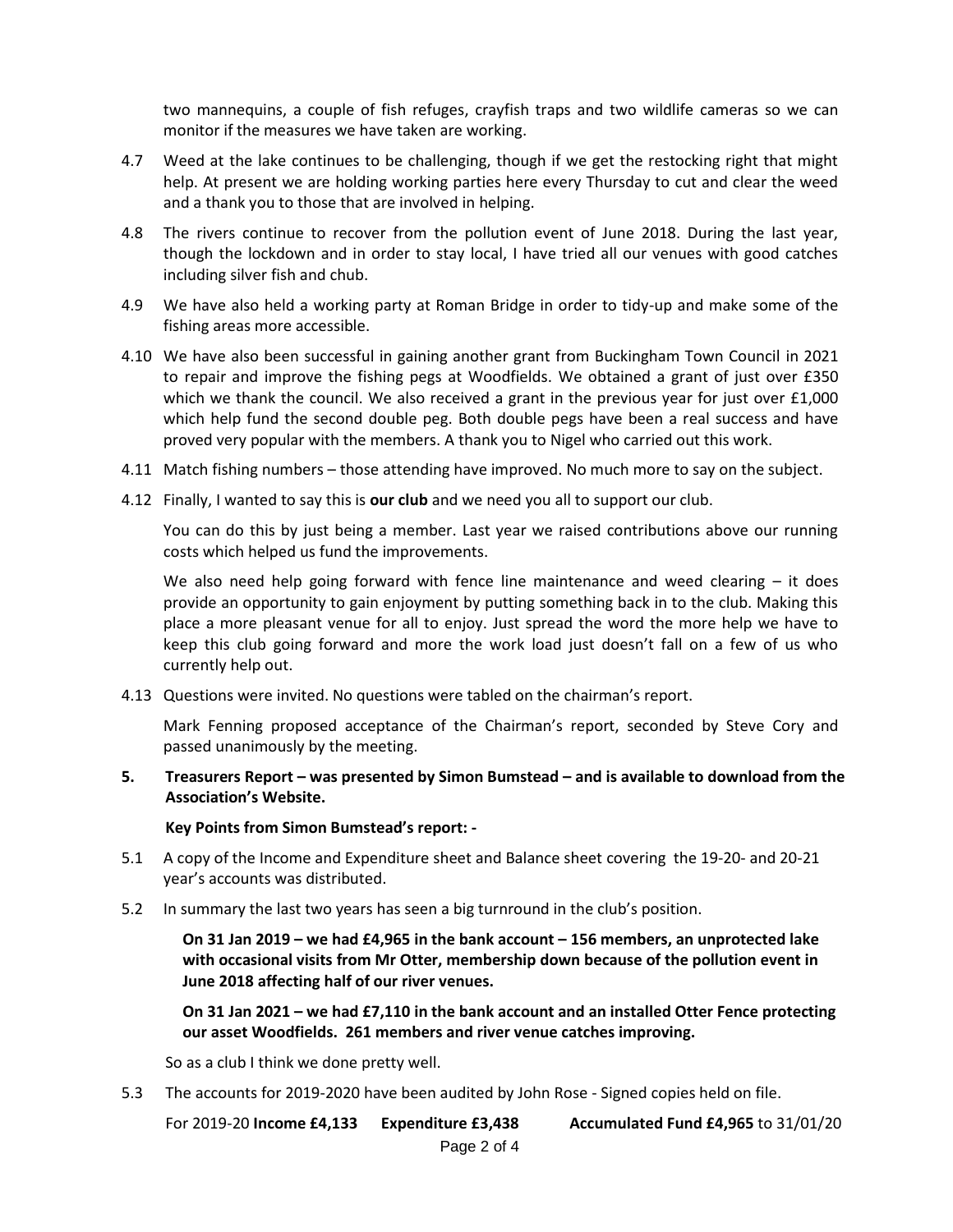two mannequins, a couple of fish refuges, crayfish traps and two wildlife cameras so we can monitor if the measures we have taken are working.

4.7 Weed at the lake continues to be challenging, though if we get the restocking right that might help. At present we are holding working parties here every Thursday to cut and clear the weed and a thank you to those that are involved in helping.

4.8 The rivers continue to recover from the pollution event of June 2018. During the last year, though the lockdown and in order to stay local, I have tried all our venues with good catches including silver fish and chub.

4.9 We have also held a working party at Roman Bridge in order to tidy-up and make some of the fishing areas more accessible.

4.10 We have also been successful in gaining another grant from Buckingham Town Council in 2021 to repair and improve the fishing pegs at Woodfields. We obtained a grant of just over £350 which we thank the council. We also received a grant in the previous year for just over £1,000 which help fund the second double peg. Both double pegs have been a real success and have proved very popular with the members. A thank you to Nigel who carried out this work.

4.11 Match fishing numbers – those attending have improved. No much more to say on the subject.

4.12 Finally, I wanted to say this is **our club** and we need you all to support our club.

You can do this by just being a member. Last year we raised contributions above our running costs which helped us fund the improvements.

We also need help going forward with fence line maintenance and weed clearing – it does provide an opportunity to gain enjoyment by putting something back in to the club. Making this place a more pleasant venue for all to enjoy. Just spread the word the more help we have to keep this club going forward and more the work load just doesn't fall on a few of us who currently help out.

4.13 Questions were invited. No questions were tabled on the chairman's report.

Mark Fenning proposed acceptance of the Chairman's report, seconded by Steve Cory and passed unanimously by the meeting.

**5. Treasurers Report – was presented by Simon Bumstead – and is available to download from the Association's Website.**

**Key Points from Simon Bumstead's report: -**

5.1 A copy of the Income and Expenditure sheet and Balance sheet covering the 19-20- and 20-21 year's accounts was distributed.

5.2 In summary the last two years has seen a big turnround in the club's position.

**On 31 Jan 2019 – we had £4,965 in the bank account – 156 members, an unprotected lake with occasional visits from Mr Otter, membership down because of the pollution event in June 2018 affecting half of our river venues.**

**On 31 Jan 2021 – we had £7,110 in the bank account and an installed Otter Fence protecting our asset Woodfields. 261 members and river venue catches improving.**

So as a club I think we done pretty well.

5.3 The accounts for 2019-2020 have been audited by John Rose - Signed copies held on file.

For 2019-20 **Income £4,133** **Expenditure £3,438** **Accumulated Fund £4,965** to 31/01/20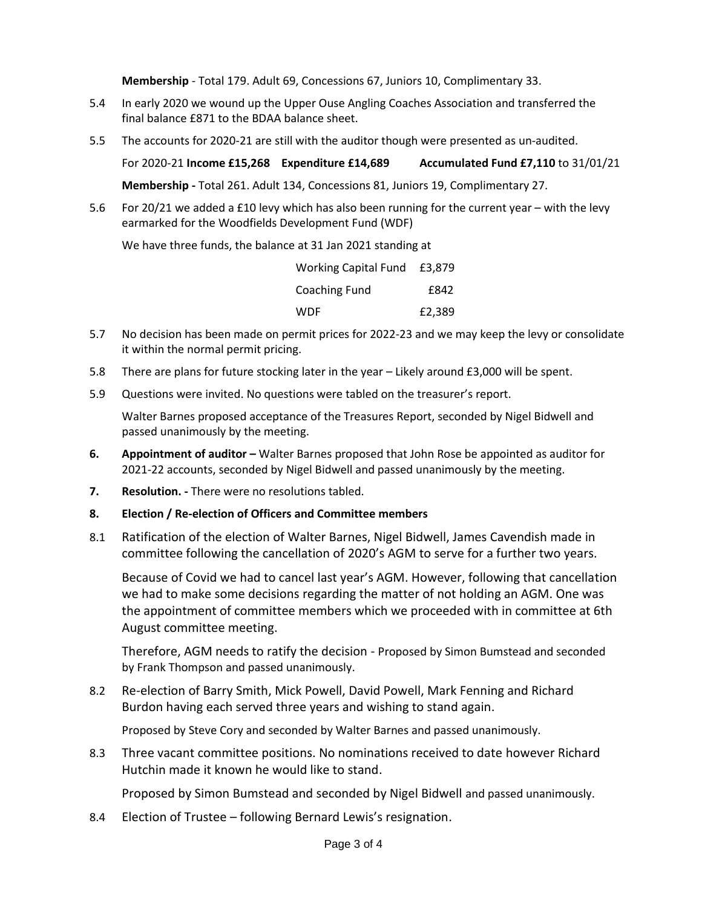**Membership** - Total 179. Adult 69, Concessions 67, Juniors 10, Complimentary 33.

5.4 In early 2020 we wound up the Upper Ouse Angling Coaches Association and transferred the final balance £871 to the BDAA balance sheet.

5.5 The accounts for 2020-21 are still with the auditor though were presented as un-audited.

For 2020-21 **Income £15,268** **Expenditure £14,689** **Accumulated Fund £7,110** to 31/01/21

**Membership -** Total 261. Adult 134, Concessions 81, Juniors 19, Complimentary 27.

5.6 For 20/21 we added a £10 levy which has also been running for the current year – with the levy earmarked for the Woodfields Development Fund (WDF)

We have three funds, the balance at 31 Jan 2021 standing at

| | |
|---|---|
| Working Capital Fund | £3,879 |
| Coaching Fund | £842 |
| WDF | £2,389 |

5.7 No decision has been made on permit prices for 2022-23 and we may keep the levy or consolidate it within the normal permit pricing.

5.8 There are plans for future stocking later in the year – Likely around £3,000 will be spent.

5.9 Questions were invited. No questions were tabled on the treasurer's report.

Walter Barnes proposed acceptance of the Treasures Report, seconded by Nigel Bidwell and passed unanimously by the meeting.

**6. Appointment of auditor –** Walter Barnes proposed that John Rose be appointed as auditor for 2021-22 accounts, seconded by Nigel Bidwell and passed unanimously by the meeting.

**7. Resolution. -** There were no resolutions tabled.

**8. Election / Re-election of Officers and Committee members**

8.1 Ratification of the election of Walter Barnes, Nigel Bidwell, James Cavendish made in committee following the cancellation of 2020's AGM to serve for a further two years.

Because of Covid we had to cancel last year's AGM. However, following that cancellation we had to make some decisions regarding the matter of not holding an AGM. One was the appointment of committee members which we proceeded with in committee at 6th August committee meeting.

Therefore, AGM needs to ratify the decision - Proposed by Simon Bumstead and seconded by Frank Thompson and passed unanimously.

8.2 Re-election of Barry Smith, Mick Powell, David Powell, Mark Fenning and Richard Burdon having each served three years and wishing to stand again.

Proposed by Steve Cory and seconded by Walter Barnes and passed unanimously.

8.3 Three vacant committee positions. No nominations received to date however Richard Hutchin made it known he would like to stand.

Proposed by Simon Bumstead and seconded by Nigel Bidwell and passed unanimously.

8.4 Election of Trustee – following Bernard Lewis's resignation.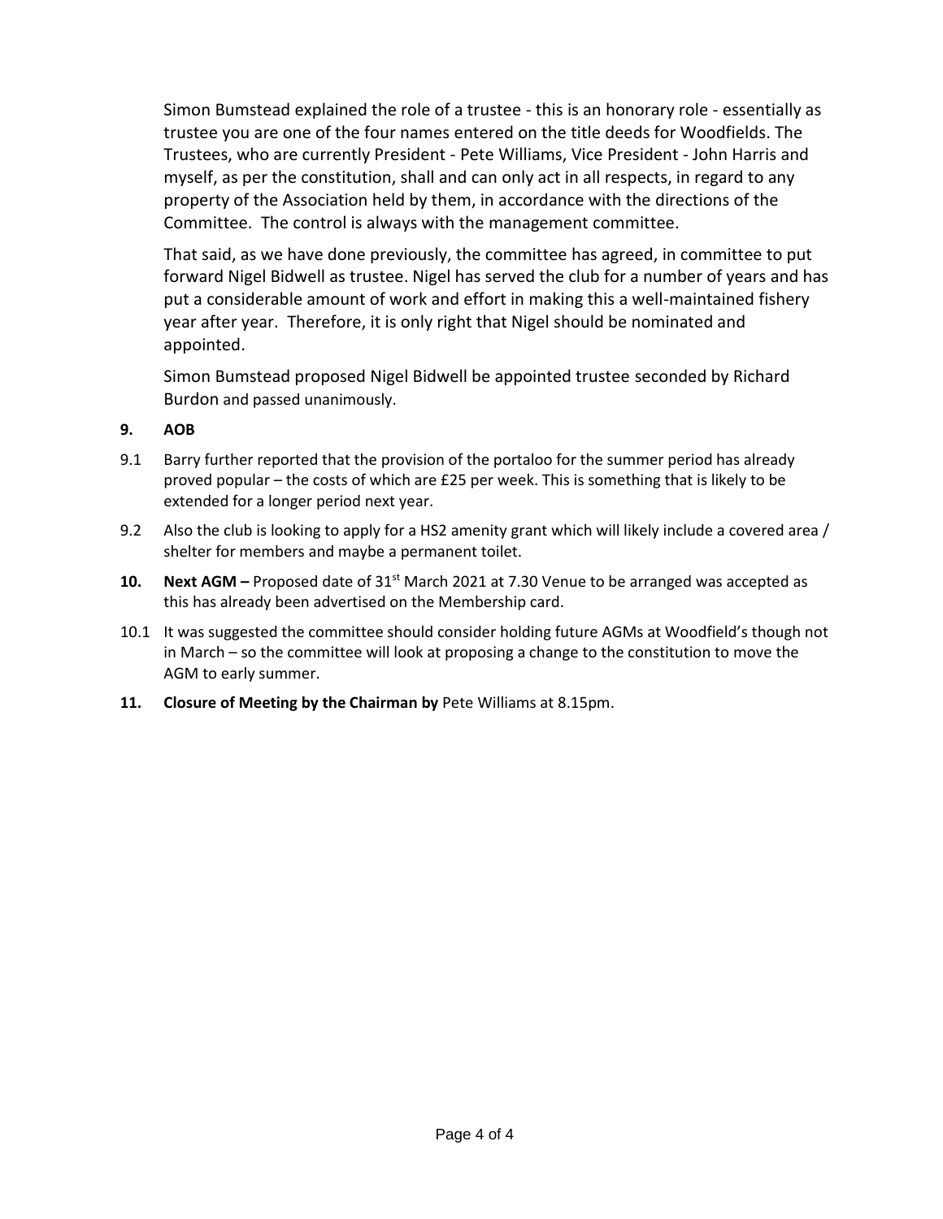Simon Bumstead explained the role of a trustee - this is an honorary role - essentially as trustee you are one of the four names entered on the title deeds for Woodfields. The Trustees, who are currently President - Pete Williams, Vice President - John Harris and myself, as per the constitution, shall and can only act in all respects, in regard to any property of the Association held by them, in accordance with the directions of the Committee. The control is always with the management committee.

That said, as we have done previously, the committee has agreed, in committee to put forward Nigel Bidwell as trustee. Nigel has served the club for a number of years and has put a considerable amount of work and effort in making this a well-maintained fishery year after year. Therefore, it is only right that Nigel should be nominated and appointed.

Simon Bumstead proposed Nigel Bidwell be appointed trustee seconded by Richard Burdon and passed unanimously.

**9. AOB**

9.1 Barry further reported that the provision of the portaloo for the summer period has already proved popular – the costs of which are £25 per week. This is something that is likely to be extended for a longer period next year.

9.2 Also the club is looking to apply for a HS2 amenity grant which will likely include a covered area / shelter for members and maybe a permanent toilet.

**10. Next AGM –** Proposed date of 31st March 2021 at 7.30 Venue to be arranged was accepted as this has already been advertised on the Membership card.

10.1 It was suggested the committee should consider holding future AGMs at Woodfield's though not in March – so the committee will look at proposing a change to the constitution to move the AGM to early summer.

**11. Closure of Meeting by the Chairman by** Pete Williams at 8.15pm.